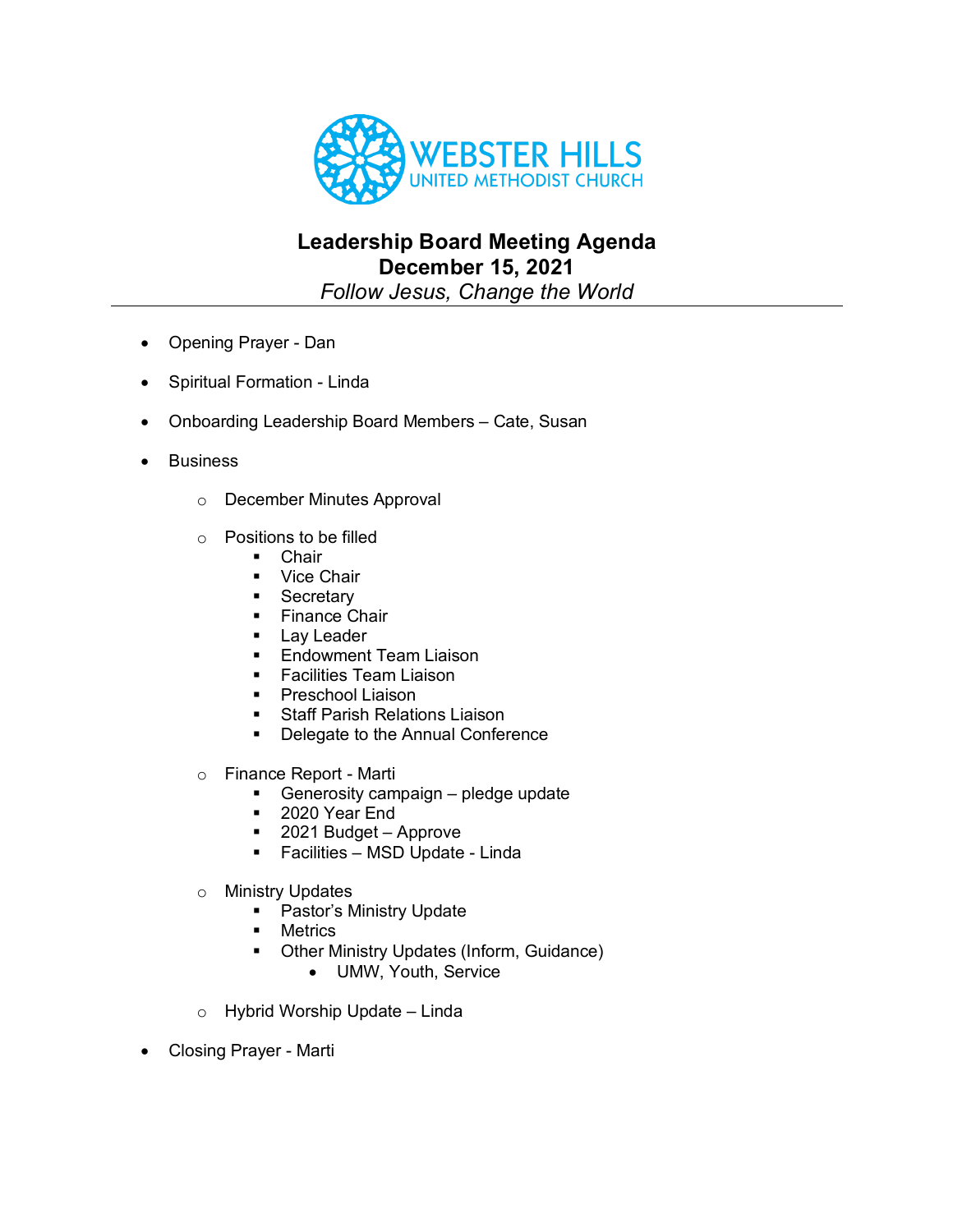WEBSTER HILLS
UNITED METHODIST CHURCH

# Leadership Board Meeting Agenda
## December 15, 2021
*Follow Jesus, Change the World*

---

- Opening Prayer - Dan
- Spiritual Formation - Linda
- Onboarding Leadership Board Members – Cate, Susan
- Business
  - December Minutes Approval
  - Positions to be filled
    - Chair
    - Vice Chair
    - Secretary
    - Finance Chair
    - Lay Leader
    - Endowment Team Liaison
    - Facilities Team Liaison
    - Preschool Liaison
    - Staff Parish Relations Liaison
    - Delegate to the Annual Conference
  - Finance Report - Marti
    - Generosity campaign – pledge update
    - 2020 Year End
    - 2021 Budget – Approve
    - Facilities – MSD Update - Linda
  - Ministry Updates
    - Pastor's Ministry Update
    - Metrics
    - Other Ministry Updates (Inform, Guidance)
      - UMW, Youth, Service
  - Hybrid Worship Update – Linda
- Closing Prayer - Marti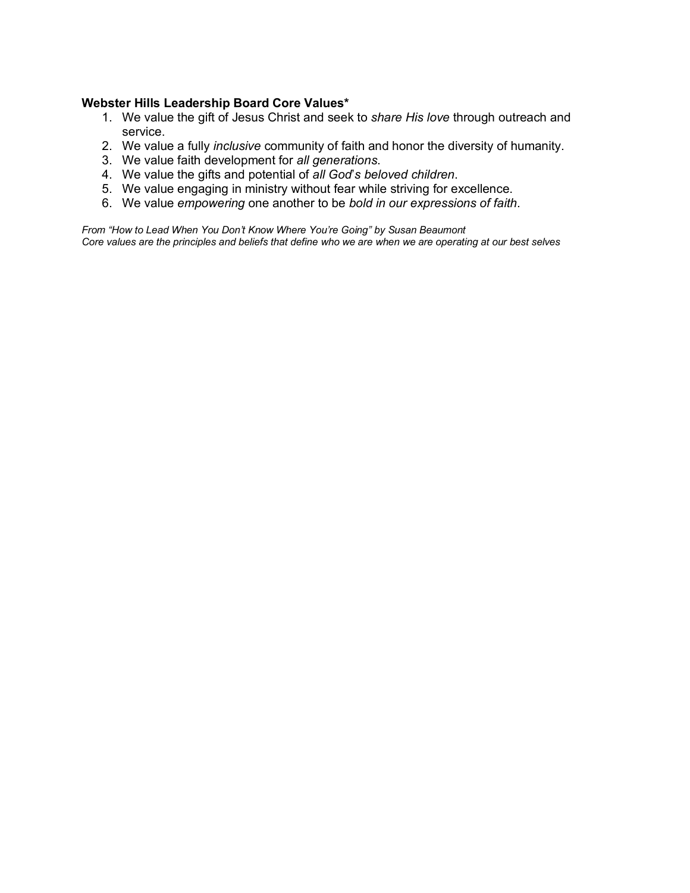**Webster Hills Leadership Board Core Values***

1. We value the gift of Jesus Christ and seek to *share His love* through outreach and service.
2. We value a fully *inclusive* community of faith and honor the diversity of humanity.
3. We value faith development for *all generations*.
4. We value the gifts and potential of *all God's beloved children*.
5. We value engaging in ministry without fear while striving for excellence.
6. We value *empowering* one another to be *bold in our expressions of faith*.

*From "How to Lead When You Don't Know Where You're Going" by Susan Beaumont*
*Core values are the principles and beliefs that define who we are when we are operating at our best selves*